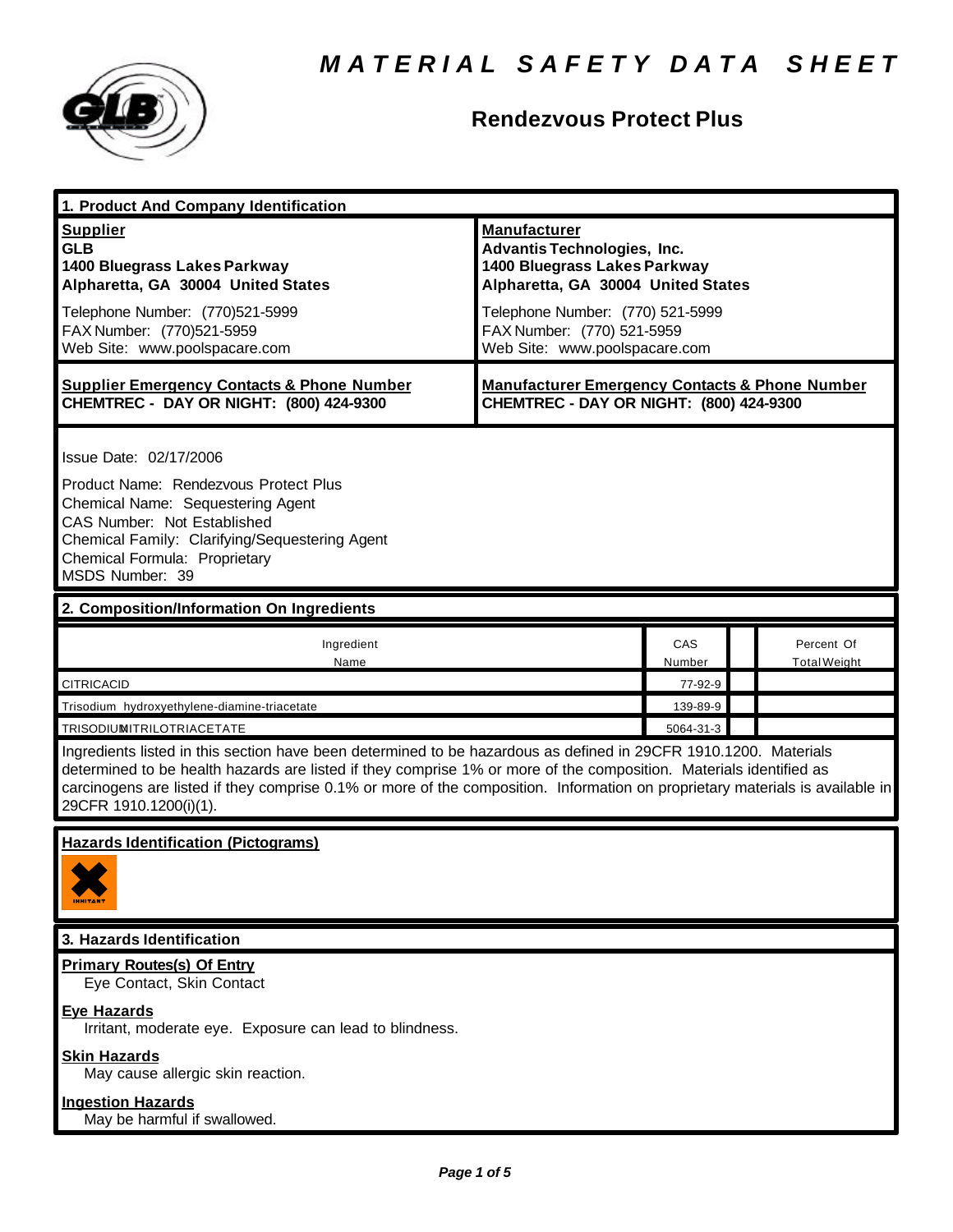# MATERIAL SAFETY DATA SHEET

## Rendezvous Protect Plus

### 1. Product And Company Identification

| **Supplier** | **Manufacturer** |
|---|---|
| **GLB** | **Advantis Technologies, Inc.** |
| **1400 Bluegrass Lakes Parkway** | **1400 Bluegrass Lakes Parkway** |
| **Alpharetta, GA 30004 United States** | **Alpharetta, GA 30004 United States** |
| Telephone Number: (770)521-5999 | Telephone Number: (770) 521-5999 |
| FAX Number: (770)521-5959 | FAX Number: (770) 521-5959 |
| Web Site: www.poolspacare.com | Web Site: www.poolspacare.com |

| **Supplier Emergency Contacts & Phone Number** | **Manufacturer Emergency Contacts & Phone Number** |
|---|---|
| **CHEMTREC - DAY OR NIGHT: (800) 424-9300** | **CHEMTREC - DAY OR NIGHT: (800) 424-9300** |

Issue Date: 02/17/2006

Product Name: Rendezvous Protect Plus
Chemical Name: Sequestering Agent
CAS Number: Not Established
Chemical Family: Clarifying/Sequestering Agent
Chemical Formula: Proprietary
MSDS Number: 39

### 2. Composition/Information On Ingredients

| Ingredient Name | CAS Number | | Percent Of Total Weight |
|---|---|---|---|
| CITRICACID | 77-92-9 | | |
| Trisodium hydroxyethylene-diamine-triacetate | 139-89-9 | | |
| TRISODIUMNITRILOTRIACETATE | 5064-31-3 | | |

Ingredients listed in this section have been determined to be hazardous as defined in 29CFR 1910.1200. Materials determined to be health hazards are listed if they comprise 1% or more of the composition. Materials identified as carcinogens are listed if they comprise 0.1% or more of the composition. Information on proprietary materials is available in 29CFR 1910.1200(i)(1).

**Hazards Identification (Pictograms)**

IRRITANT

### 3. Hazards Identification

**Primary Routes(s) Of Entry**
Eye Contact, Skin Contact

**Eye Hazards**
Irritant, moderate eye. Exposure can lead to blindness.

**Skin Hazards**
May cause allergic skin reaction.

**Ingestion Hazards**
May be harmful if swallowed.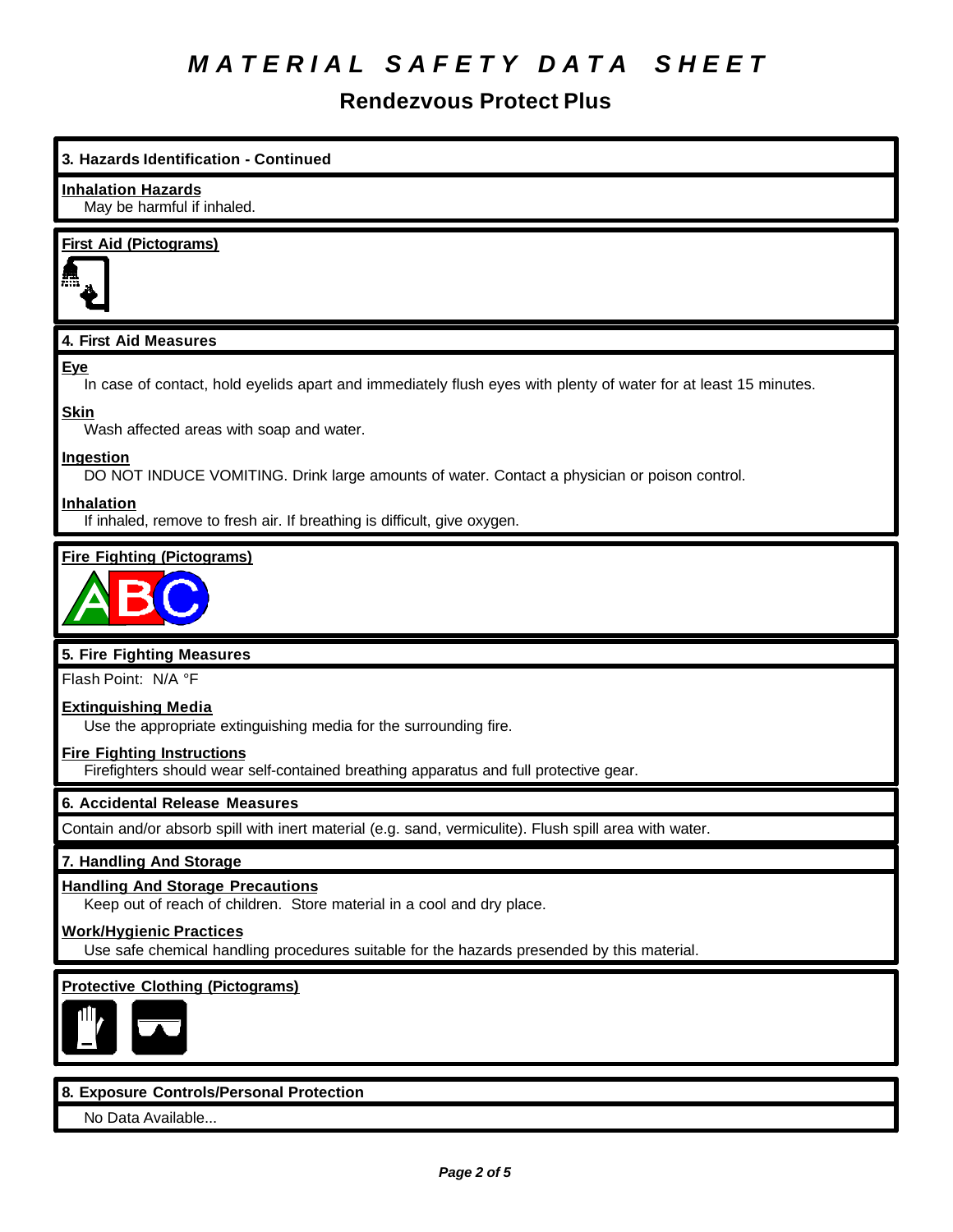# MATERIAL SAFETY DATA SHEET

## Rendezvous Protect Plus

### 3. Hazards Identification - Continued

**Inhalation Hazards**

May be harmful if inhaled.

**First Aid (Pictograms)**

### 4. First Aid Measures

**Eye**

In case of contact, hold eyelids apart and immediately flush eyes with plenty of water for at least 15 minutes.

**Skin**

Wash affected areas with soap and water.

**Ingestion**

DO NOT INDUCE VOMITING. Drink large amounts of water. Contact a physician or poison control.

**Inhalation**

If inhaled, remove to fresh air. If breathing is difficult, give oxygen.

**Fire Fighting (Pictograms)**

### 5. Fire Fighting Measures

Flash Point: N/A °F

**Extinguishing Media**

Use the appropriate extinguishing media for the surrounding fire.

**Fire Fighting Instructions**

Firefighters should wear self-contained breathing apparatus and full protective gear.

### 6. Accidental Release Measures

Contain and/or absorb spill with inert material (e.g. sand, vermiculite). Flush spill area with water.

### 7. Handling And Storage

**Handling And Storage Precautions**

Keep out of reach of children. Store material in a cool and dry place.

**Work/Hygienic Practices**

Use safe chemical handling procedures suitable for the hazards presended by this material.

**Protective Clothing (Pictograms)**

### 8. Exposure Controls/Personal Protection

No Data Available...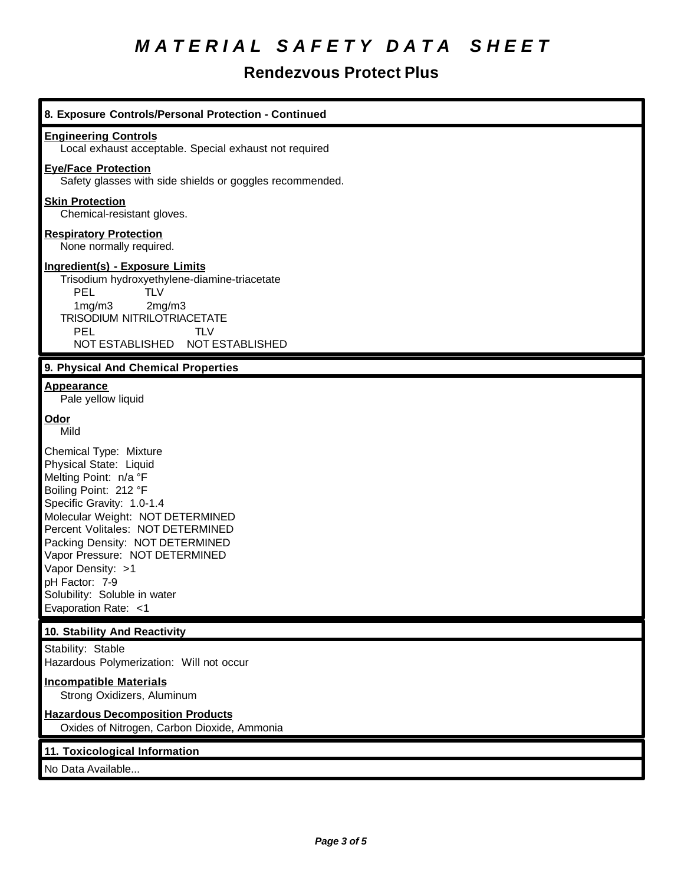# MATERIAL SAFETY DATA SHEET

## Rendezvous Protect Plus

### 8. Exposure Controls/Personal Protection - Continued

**Engineering Controls**

Local exhaust acceptable. Special exhaust not required

**Eye/Face Protection**

Safety glasses with side shields or goggles recommended.

**Skin Protection**

Chemical-resistant gloves.

**Respiratory Protection**

None normally required.

**Ingredient(s) - Exposure Limits**

Trisodium hydroxyethylene-diamine-triacetate

| PEL | TLV |
| --- | --- |
| 1mg/m3 | 2mg/m3 |

TRISODIUM NITRILOTRIACETATE

| PEL | TLV |
| --- | --- |
| NOT ESTABLISHED | NOT ESTABLISHED |

### 9. Physical And Chemical Properties

**Appearance**

Pale yellow liquid

**Odor**

Mild

Chemical Type: Mixture
Physical State: Liquid
Melting Point: n/a °F
Boiling Point: 212 °F
Specific Gravity: 1.0-1.4
Molecular Weight: NOT DETERMINED
Percent Volitales: NOT DETERMINED
Packing Density: NOT DETERMINED
Vapor Pressure: NOT DETERMINED
Vapor Density: >1
pH Factor: 7-9
Solubility: Soluble in water
Evaporation Rate: <1

### 10. Stability And Reactivity

Stability: Stable
Hazardous Polymerization: Will not occur

**Incompatible Materials**

Strong Oxidizers, Aluminum

**Hazardous Decomposition Products**

Oxides of Nitrogen, Carbon Dioxide, Ammonia

### 11. Toxicological Information

No Data Available...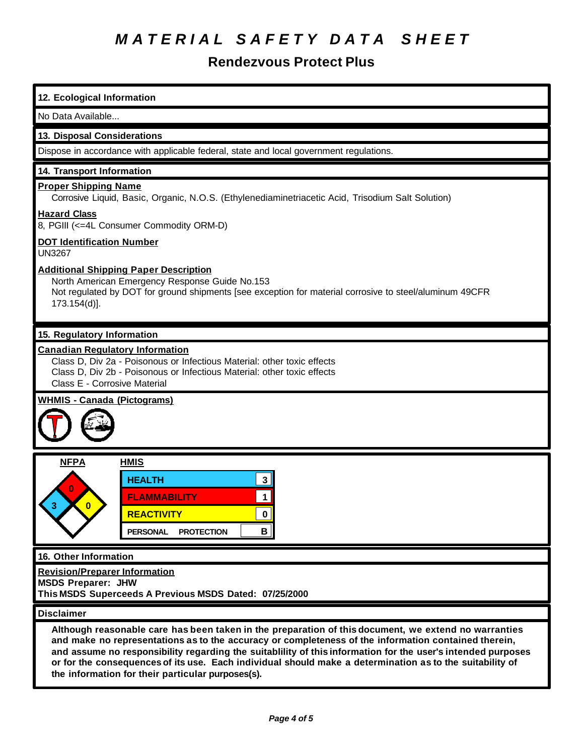# MATERIAL SAFETY DATA SHEET

## Rendezvous Protect Plus

### 12. Ecological Information

No Data Available...

### 13. Disposal Considerations

Dispose in accordance with applicable federal, state and local government regulations.

### 14. Transport Information

**Proper Shipping Name**

Corrosive Liquid, Basic, Organic, N.O.S. (Ethylenediaminetriacetic Acid, Trisodium Salt Solution)

**Hazard Class**

8, PGIII (<=4L Consumer Commodity ORM-D)

**DOT Identification Number**

UN3267

**Additional Shipping Paper Description**

North American Emergency Response Guide No.153
Not regulated by DOT for ground shipments [see exception for material corrosive to steel/aluminum 49CFR 173.154(d)].

### 15. Regulatory Information

**Canadian Regulatory Information**

Class D, Div 2a - Poisonous or Infectious Material: other toxic effects
Class D, Div 2b - Poisonous or Infectious Material: other toxic effects
Class E - Corrosive Material

**WHMIS - Canada (Pictograms)**

**NFPA**

| Health | Flammability | Reactivity | Special |
|---|---|---|---|
| 3 | 0 | 0 | |

**HMIS**

| | |
|---|---|
| HEALTH | 3 |
| FLAMMABILITY | 1 |
| REACTIVITY | 0 |
| PERSONAL PROTECTION | B |

### 16. Other Information

**Revision/Preparer Information**

**MSDS Preparer: JHW**

**This MSDS Superceeds A Previous MSDS Dated: 07/25/2000**

### Disclaimer

**Although reasonable care has been taken in the preparation of this document, we extend no warranties and make no representations as to the accuracy or completeness of the information contained therein, and assume no responsibility regarding the suitablility of this information for the user's intended purposes or for the consequences of its use. Each individual should make a determination as to the suitability of the information for their particular purposes(s).**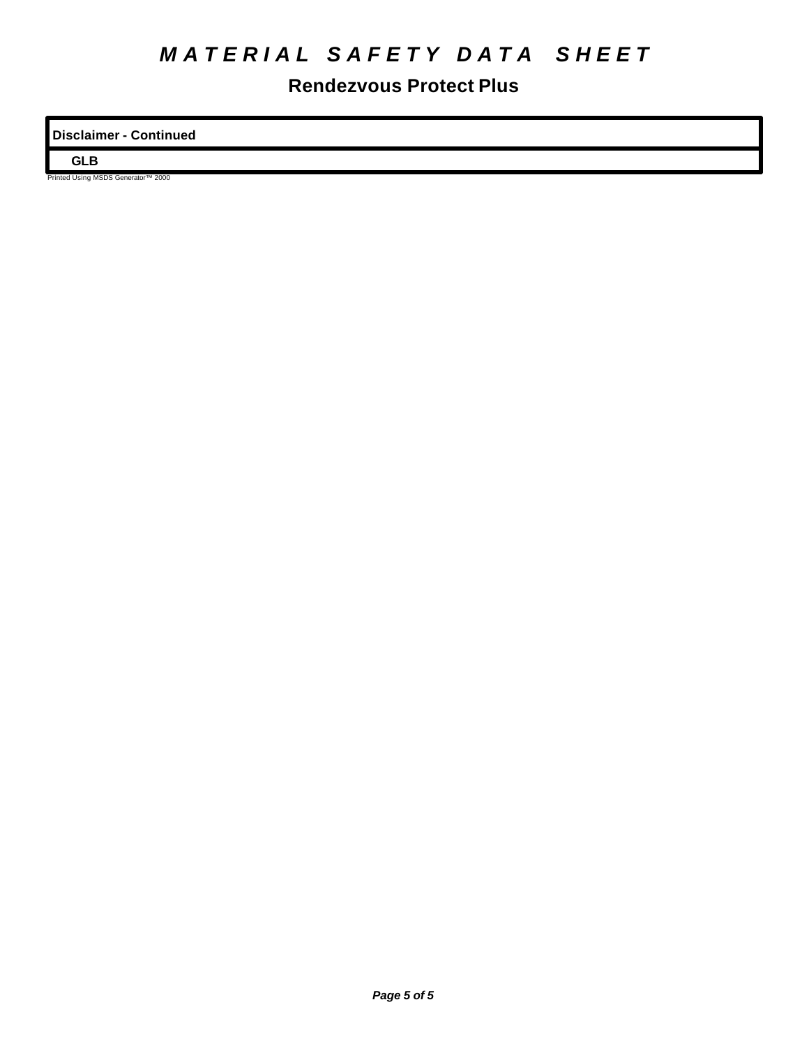**Disclaimer - Continued**

**GLB**

Printed Using MSDS Generator™ 2000